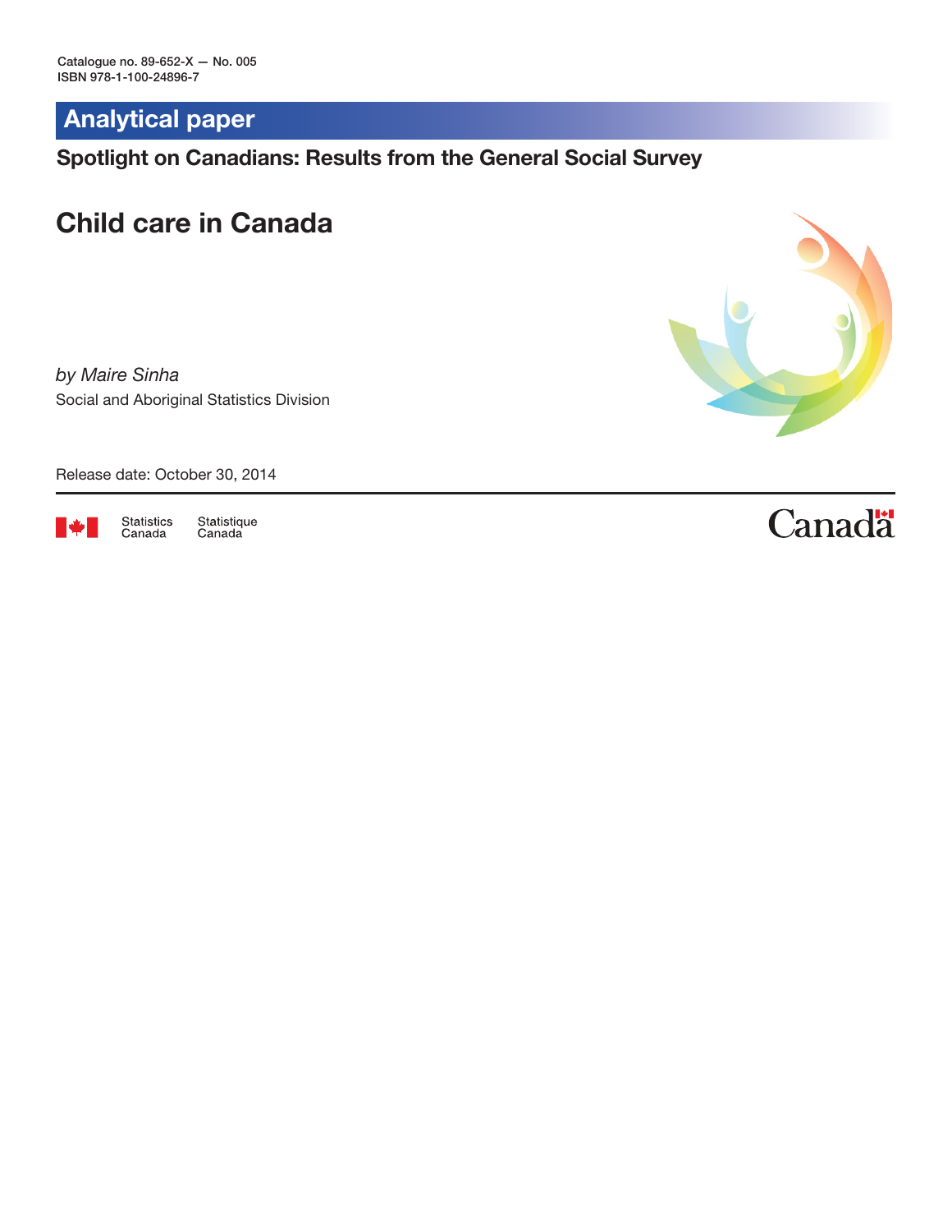Catalogue no. 89-652-X — No. 005
ISBN 978-1-100-24896-7

## Analytical paper

**Spotlight on Canadians: Results from the General Social Survey**

# Child care in Canada

*by Maire Sinha*

Social and Aboriginal Statistics Division

Release date: October 30, 2014

Statistics Canada Statistique Canada

Canada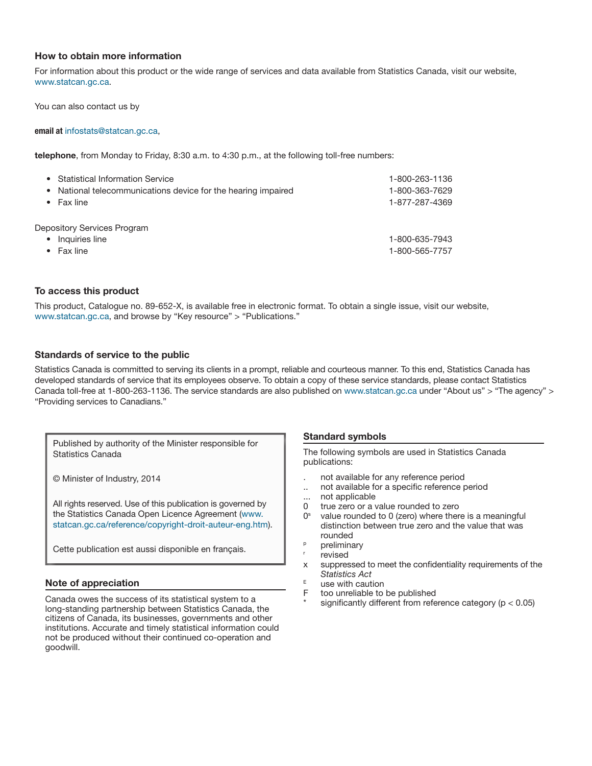## How to obtain more information

For information about this product or the wide range of services and data available from Statistics Canada, visit our website, www.statcan.gc.ca.

You can also contact us by

**email at** infostats@statcan.gc.ca,

**telephone**, from Monday to Friday, 8:30 a.m. to 4:30 p.m., at the following toll-free numbers:

| | |
|---|---|
| • Statistical Information Service | 1-800-263-1136 |
| • National telecommunications device for the hearing impaired | 1-800-363-7629 |
| • Fax line | 1-877-287-4369 |

Depository Services Program

| | |
|---|---|
| • Inquiries line | 1-800-635-7943 |
| • Fax line | 1-800-565-7757 |

## To access this product

This product, Catalogue no. 89-652-X, is available free in electronic format. To obtain a single issue, visit our website, www.statcan.gc.ca, and browse by "Key resource" > "Publications."

## Standards of service to the public

Statistics Canada is committed to serving its clients in a prompt, reliable and courteous manner. To this end, Statistics Canada has developed standards of service that its employees observe. To obtain a copy of these service standards, please contact Statistics Canada toll-free at 1-800-263-1136. The service standards are also published on www.statcan.gc.ca under "About us" > "The agency" > "Providing services to Canadians."

Published by authority of the Minister responsible for Statistics Canada

© Minister of Industry, 2014

All rights reserved. Use of this publication is governed by the Statistics Canada Open Licence Agreement (www.statcan.gc.ca/reference/copyright-droit-auteur-eng.htm).

Cette publication est aussi disponible en français.

## Note of appreciation

Canada owes the success of its statistical system to a long-standing partnership between Statistics Canada, the citizens of Canada, its businesses, governments and other institutions. Accurate and timely statistical information could not be produced without their continued co-operation and goodwill.

## Standard symbols

The following symbols are used in Statistics Canada publications:

| | |
|---|---|
| . | not available for any reference period |
| .. | not available for a specific reference period |
| ... | not applicable |
| 0 | true zero or a value rounded to zero |
| 0^s | value rounded to 0 (zero) where there is a meaningful distinction between true zero and the value that was rounded |
| ^p | preliminary |
| ^r | revised |
| x | suppressed to meet the confidentiality requirements of the *Statistics Act* |
| ^E | use with caution |
| F | too unreliable to be published |
| * | significantly different from reference category ($p < 0.05$) |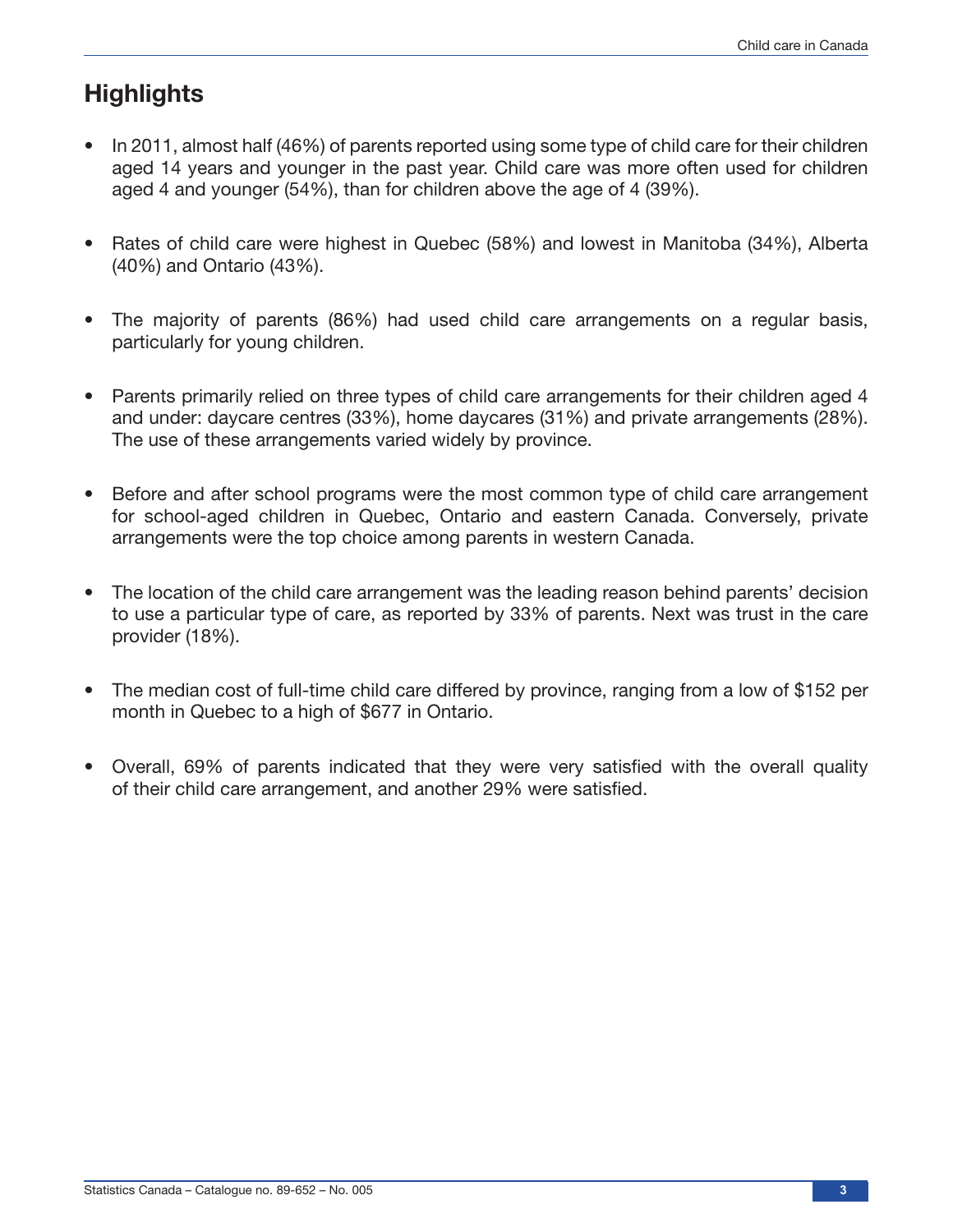## Highlights

- In 2011, almost half (46%) of parents reported using some type of child care for their children aged 14 years and younger in the past year. Child care was more often used for children aged 4 and younger (54%), than for children above the age of 4 (39%).

- Rates of child care were highest in Quebec (58%) and lowest in Manitoba (34%), Alberta (40%) and Ontario (43%).

- The majority of parents (86%) had used child care arrangements on a regular basis, particularly for young children.

- Parents primarily relied on three types of child care arrangements for their children aged 4 and under: daycare centres (33%), home daycares (31%) and private arrangements (28%). The use of these arrangements varied widely by province.

- Before and after school programs were the most common type of child care arrangement for school-aged children in Quebec, Ontario and eastern Canada. Conversely, private arrangements were the top choice among parents in western Canada.

- The location of the child care arrangement was the leading reason behind parents' decision to use a particular type of care, as reported by 33% of parents. Next was trust in the care provider (18%).

- The median cost of full-time child care differed by province, ranging from a low of $152 per month in Quebec to a high of $677 in Ontario.

- Overall, 69% of parents indicated that they were very satisfied with the overall quality of their child care arrangement, and another 29% were satisfied.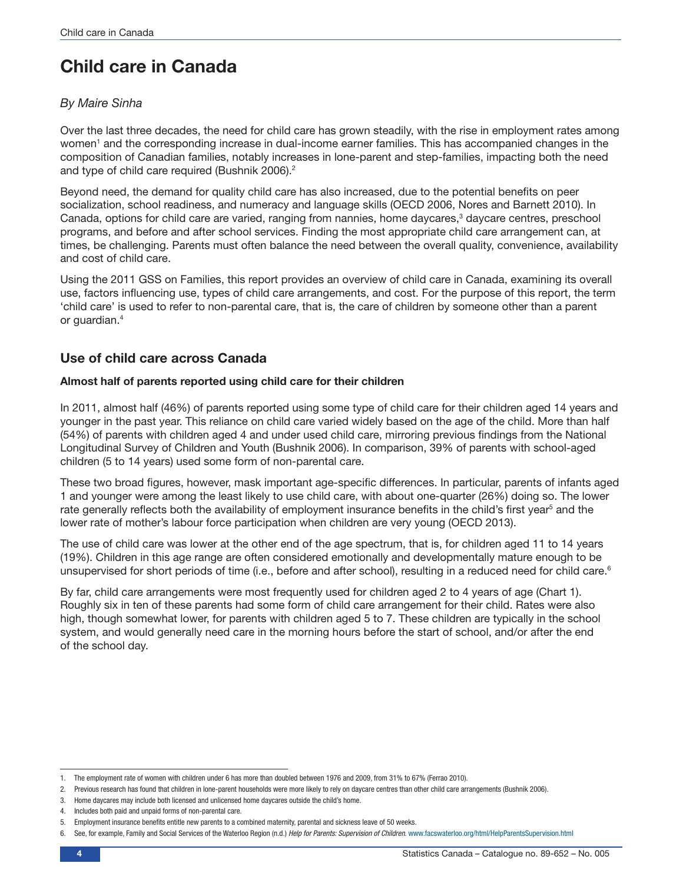# Child care in Canada

*By Maire Sinha*

Over the last three decades, the need for child care has grown steadily, with the rise in employment rates among women[1] and the corresponding increase in dual-income earner families. This has accompanied changes in the composition of Canadian families, notably increases in lone-parent and step-families, impacting both the need and type of child care required (Bushnik 2006).[2]

Beyond need, the demand for quality child care has also increased, due to the potential benefits on peer socialization, school readiness, and numeracy and language skills (OECD 2006, Nores and Barnett 2010). In Canada, options for child care are varied, ranging from nannies, home daycares,[3] daycare centres, preschool programs, and before and after school services. Finding the most appropriate child care arrangement can, at times, be challenging. Parents must often balance the need between the overall quality, convenience, availability and cost of child care.

Using the 2011 GSS on Families, this report provides an overview of child care in Canada, examining its overall use, factors influencing use, types of child care arrangements, and cost. For the purpose of this report, the term 'child care' is used to refer to non-parental care, that is, the care of children by someone other than a parent or guardian.[4]

## Use of child care across Canada

**Almost half of parents reported using child care for their children**

In 2011, almost half (46%) of parents reported using some type of child care for their children aged 14 years and younger in the past year. This reliance on child care varied widely based on the age of the child. More than half (54%) of parents with children aged 4 and under used child care, mirroring previous findings from the National Longitudinal Survey of Children and Youth (Bushnik 2006). In comparison, 39% of parents with school-aged children (5 to 14 years) used some form of non-parental care.

These two broad figures, however, mask important age-specific differences. In particular, parents of infants aged 1 and younger were among the least likely to use child care, with about one-quarter (26%) doing so. The lower rate generally reflects both the availability of employment insurance benefits in the child's first year[5] and the lower rate of mother's labour force participation when children are very young (OECD 2013).

The use of child care was lower at the other end of the age spectrum, that is, for children aged 11 to 14 years (19%). Children in this age range are often considered emotionally and developmentally mature enough to be unsupervised for short periods of time (i.e., before and after school), resulting in a reduced need for child care.[6]

By far, child care arrangements were most frequently used for children aged 2 to 4 years of age (Chart 1). Roughly six in ten of these parents had some form of child care arrangement for their child. Rates were also high, though somewhat lower, for parents with children aged 5 to 7. These children are typically in the school system, and would generally need care in the morning hours before the start of school, and/or after the end of the school day.

1. The employment rate of women with children under 6 has more than doubled between 1976 and 2009, from 31% to 67% (Ferrao 2010).
2. Previous research has found that children in lone-parent households were more likely to rely on daycare centres than other child care arrangements (Bushnik 2006).
3. Home daycares may include both licensed and unlicensed home daycares outside the child's home.
4. Includes both paid and unpaid forms of non-parental care.
5. Employment insurance benefits entitle new parents to a combined maternity, parental and sickness leave of 50 weeks.
6. See, for example, Family and Social Services of the Waterloo Region (n.d.) *Help for Parents: Supervision of Children.* www.facswaterloo.org/html/HelpParentsSupervision.html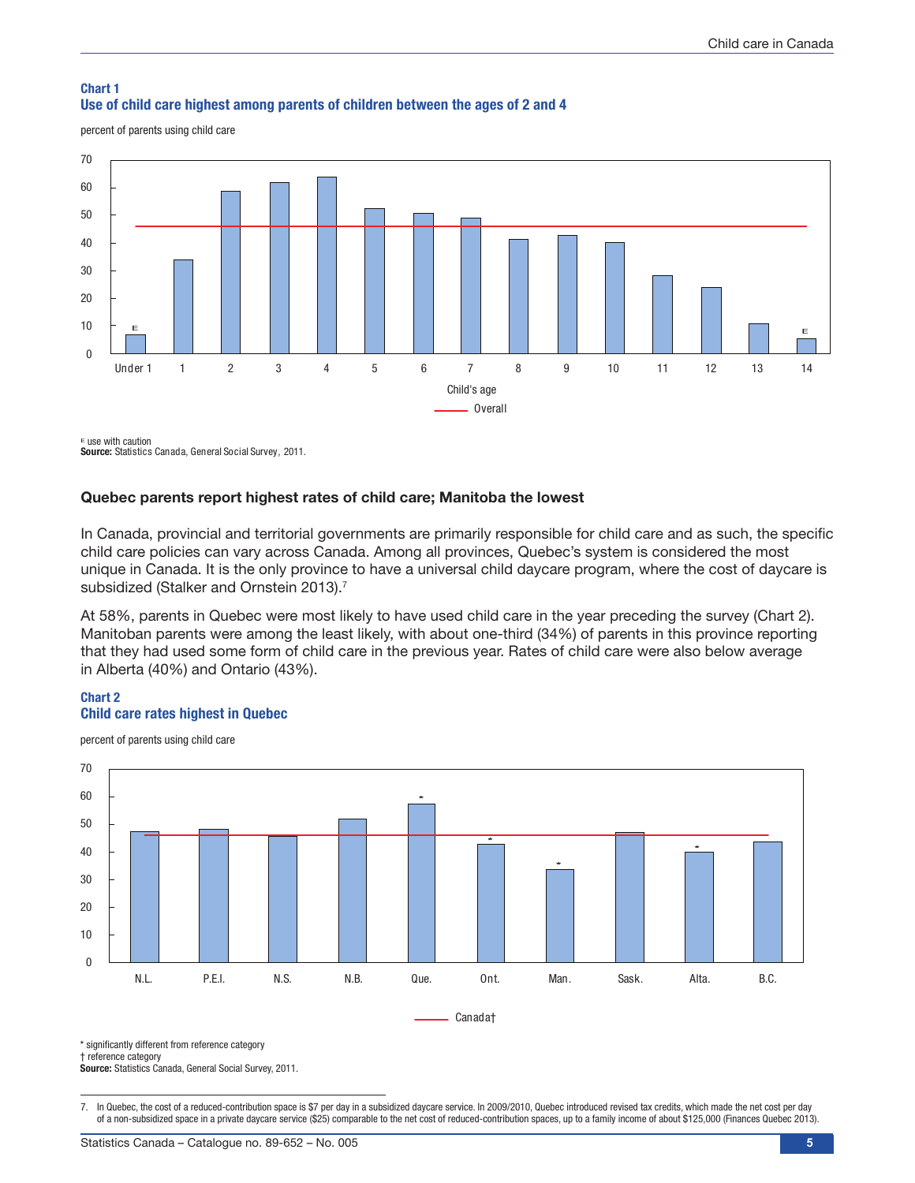**Chart 1**
**Use of child care highest among parents of children between the ages of 2 and 4**

percent of parents using child care

E use with caution
**Source:** Statistics Canada, General Social Survey, 2011.

### Quebec parents report highest rates of child care; Manitoba the lowest

In Canada, provincial and territorial governments are primarily responsible for child care and as such, the specific child care policies can vary across Canada. Among all provinces, Quebec's system is considered the most unique in Canada. It is the only province to have a universal child daycare program, where the cost of daycare is subsidized (Stalker and Ornstein 2013).[7]

At 58%, parents in Quebec were most likely to have used child care in the year preceding the survey (Chart 2). Manitoban parents were among the least likely, with about one-third (34%) of parents in this province reporting that they had used some form of child care in the previous year. Rates of child care were also below average in Alberta (40%) and Ontario (43%).

**Chart 2**
**Child care rates highest in Quebec**

percent of parents using child care

* significantly different from reference category
† reference category
**Source:** Statistics Canada, General Social Survey, 2011.

7. In Quebec, the cost of a reduced-contribution space is $7 per day in a subsidized daycare service. In 2009/2010, Quebec introduced revised tax credits, which made the net cost per day of a non-subsidized space in a private daycare service ($25) comparable to the net cost of reduced-contribution spaces, up to a family income of about $125,000 (Finances Quebec 2013).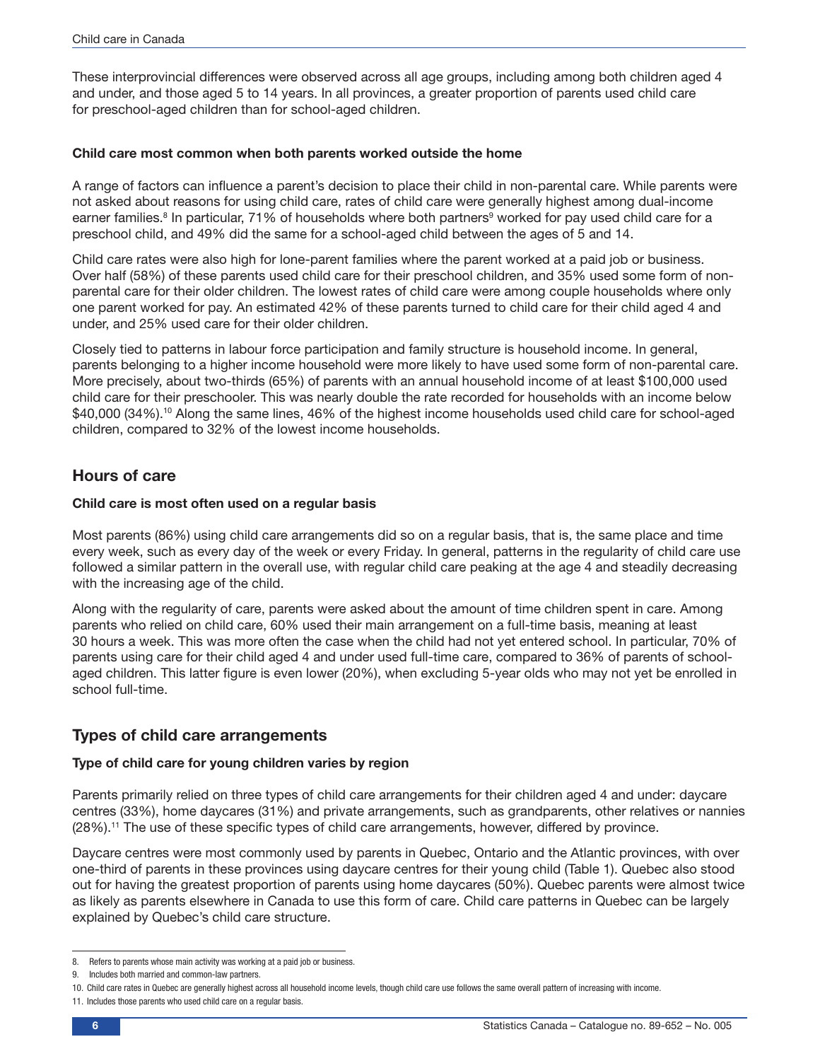These interprovincial differences were observed across all age groups, including among both children aged 4 and under, and those aged 5 to 14 years. In all provinces, a greater proportion of parents used child care for preschool-aged children than for school-aged children.

#### Child care most common when both parents worked outside the home

A range of factors can influence a parent's decision to place their child in non-parental care. While parents were not asked about reasons for using child care, rates of child care were generally highest among dual-income earner families.[8] In particular, 71% of households where both partners[9] worked for pay used child care for a preschool child, and 49% did the same for a school-aged child between the ages of 5 and 14.

Child care rates were also high for lone-parent families where the parent worked at a paid job or business. Over half (58%) of these parents used child care for their preschool children, and 35% used some form of non-parental care for their older children. The lowest rates of child care were among couple households where only one parent worked for pay. An estimated 42% of these parents turned to child care for their child aged 4 and under, and 25% used care for their older children.

Closely tied to patterns in labour force participation and family structure is household income. In general, parents belonging to a higher income household were more likely to have used some form of non-parental care. More precisely, about two-thirds (65%) of parents with an annual household income of at least $100,000 used child care for their preschooler. This was nearly double the rate recorded for households with an income below $40,000 (34%).[10] Along the same lines, 46% of the highest income households used child care for school-aged children, compared to 32% of the lowest income households.

## Hours of care

#### Child care is most often used on a regular basis

Most parents (86%) using child care arrangements did so on a regular basis, that is, the same place and time every week, such as every day of the week or every Friday. In general, patterns in the regularity of child care use followed a similar pattern in the overall use, with regular child care peaking at the age 4 and steadily decreasing with the increasing age of the child.

Along with the regularity of care, parents were asked about the amount of time children spent in care. Among parents who relied on child care, 60% used their main arrangement on a full-time basis, meaning at least 30 hours a week. This was more often the case when the child had not yet entered school. In particular, 70% of parents using care for their child aged 4 and under used full-time care, compared to 36% of parents of school-aged children. This latter figure is even lower (20%), when excluding 5-year olds who may not yet be enrolled in school full-time.

## Types of child care arrangements

#### Type of child care for young children varies by region

Parents primarily relied on three types of child care arrangements for their children aged 4 and under: daycare centres (33%), home daycares (31%) and private arrangements, such as grandparents, other relatives or nannies (28%).[11] The use of these specific types of child care arrangements, however, differed by province.

Daycare centres were most commonly used by parents in Quebec, Ontario and the Atlantic provinces, with over one-third of parents in these provinces using daycare centres for their young child (Table 1). Quebec also stood out for having the greatest proportion of parents using home daycares (50%). Quebec parents were almost twice as likely as parents elsewhere in Canada to use this form of care. Child care patterns in Quebec can be largely explained by Quebec's child care structure.

---

8. Refers to parents whose main activity was working at a paid job or business.
9. Includes both married and common-law partners.
10. Child care rates in Quebec are generally highest across all household income levels, though child care use follows the same overall pattern of increasing with income.
11. Includes those parents who used child care on a regular basis.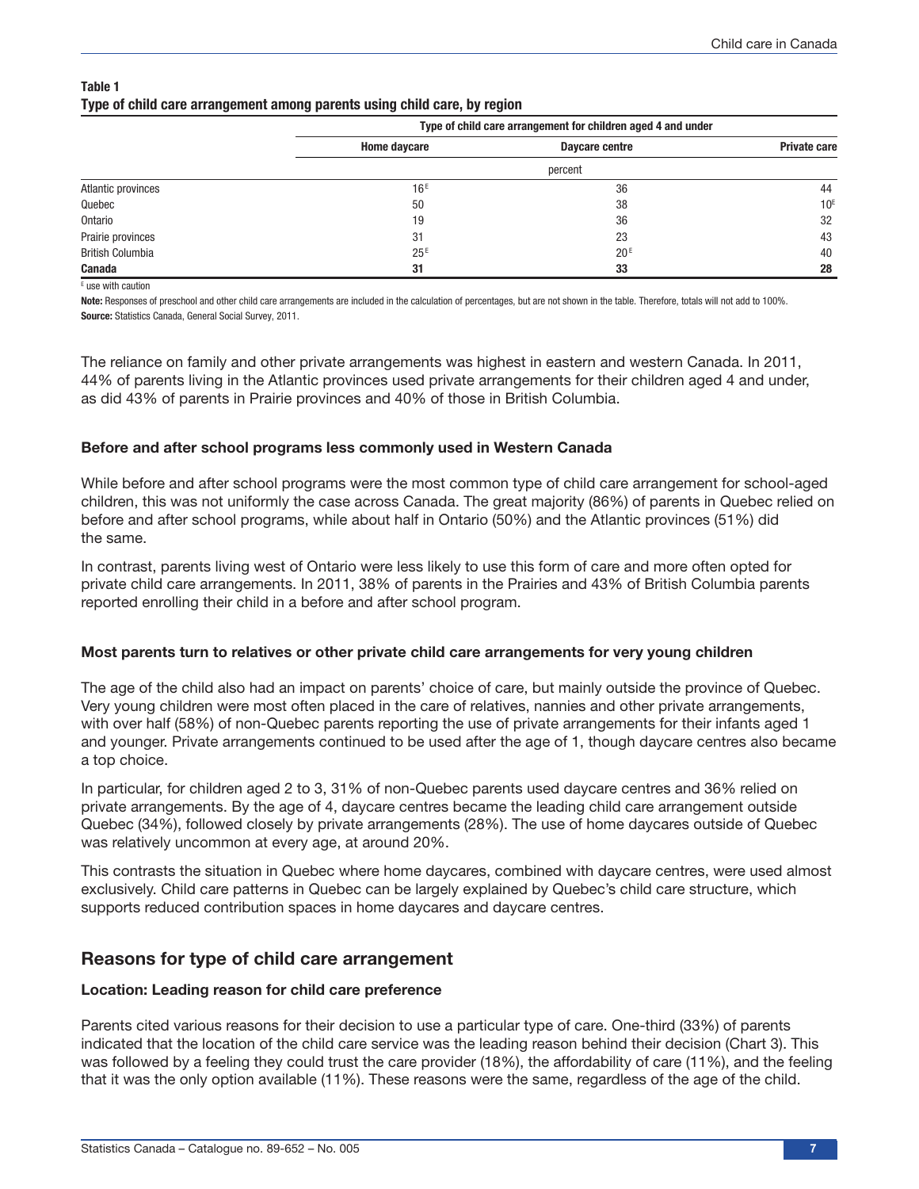**Table 1**
**Type of child care arrangement among parents using child care, by region**

| | Type of child care arrangement for children aged 4 and under | | |
|---|---|---|---|
| | Home daycare | Daycare centre | Private care |
| | percent | | |
| Atlantic provinces | 16[E] | 36 | 44 |
| Quebec | 50 | 38 | 10[E] |
| Ontario | 19 | 36 | 32 |
| Prairie provinces | 31 | 23 | 43 |
| British Columbia | 25[E] | 20[E] | 40 |
| **Canada** | **31** | **33** | **28** |

[E] use with caution

**Note:** Responses of preschool and other child care arrangements are included in the calculation of percentages, but are not shown in the table. Therefore, totals will not add to 100%.
**Source:** Statistics Canada, General Social Survey, 2011.

The reliance on family and other private arrangements was highest in eastern and western Canada. In 2011, 44% of parents living in the Atlantic provinces used private arrangements for their children aged 4 and under, as did 43% of parents in Prairie provinces and 40% of those in British Columbia.

#### Before and after school programs less commonly used in Western Canada

While before and after school programs were the most common type of child care arrangement for school-aged children, this was not uniformly the case across Canada. The great majority (86%) of parents in Quebec relied on before and after school programs, while about half in Ontario (50%) and the Atlantic provinces (51%) did the same.

In contrast, parents living west of Ontario were less likely to use this form of care and more often opted for private child care arrangements. In 2011, 38% of parents in the Prairies and 43% of British Columbia parents reported enrolling their child in a before and after school program.

#### Most parents turn to relatives or other private child care arrangements for very young children

The age of the child also had an impact on parents' choice of care, but mainly outside the province of Quebec. Very young children were most often placed in the care of relatives, nannies and other private arrangements, with over half (58%) of non-Quebec parents reporting the use of private arrangements for their infants aged 1 and younger. Private arrangements continued to be used after the age of 1, though daycare centres also became a top choice.

In particular, for children aged 2 to 3, 31% of non-Quebec parents used daycare centres and 36% relied on private arrangements. By the age of 4, daycare centres became the leading child care arrangement outside Quebec (34%), followed closely by private arrangements (28%). The use of home daycares outside of Quebec was relatively uncommon at every age, at around 20%.

This contrasts the situation in Quebec where home daycares, combined with daycare centres, were used almost exclusively. Child care patterns in Quebec can be largely explained by Quebec's child care structure, which supports reduced contribution spaces in home daycares and daycare centres.

## Reasons for type of child care arrangement

#### Location: Leading reason for child care preference

Parents cited various reasons for their decision to use a particular type of care. One-third (33%) of parents indicated that the location of the child care service was the leading reason behind their decision (Chart 3). This was followed by a feeling they could trust the care provider (18%), the affordability of care (11%), and the feeling that it was the only option available (11%). These reasons were the same, regardless of the age of the child.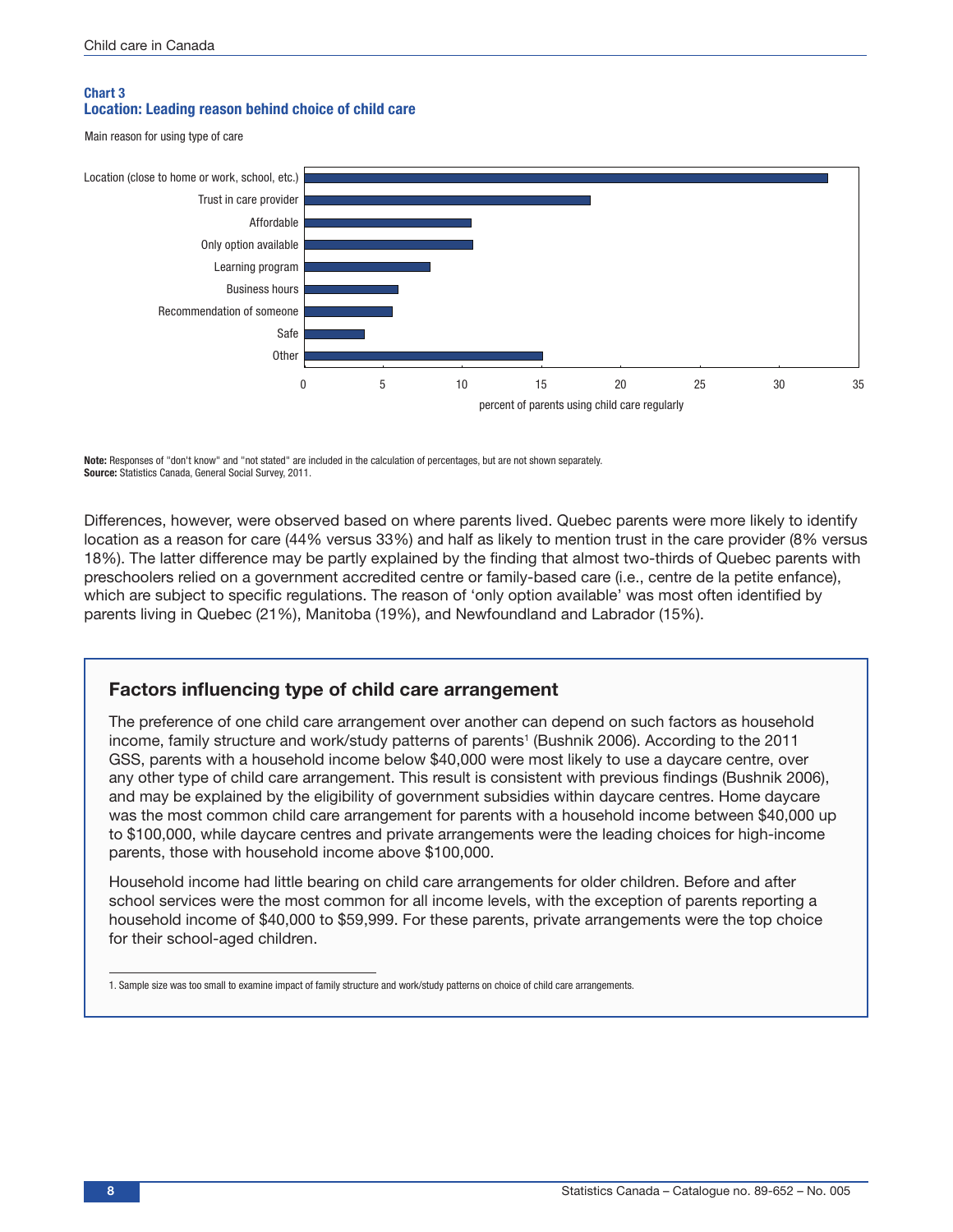**Chart 3**
**Location: Leading reason behind choice of child care**

Main reason for using type of care

| Main reason | percent of parents using child care regularly |
|---|---|
| Location (close to home or work, school, etc.) | 33 |
| Trust in care provider | 18 |
| Affordable | 10.6 |
| Only option available | 10.7 |
| Learning program | 8 |
| Business hours | 6 |
| Recommendation of someone | 5.6 |
| Safe | 3.8 |
| Other | 15 |

**Note:** Responses of "don't know" and "not stated" are included in the calculation of percentages, but are not shown separately.
**Source:** Statistics Canada, General Social Survey, 2011.

Differences, however, were observed based on where parents lived. Quebec parents were more likely to identify location as a reason for care (44% versus 33%) and half as likely to mention trust in the care provider (8% versus 18%). The latter difference may be partly explained by the finding that almost two-thirds of Quebec parents with preschoolers relied on a government accredited centre or family-based care (i.e., centre de la petite enfance), which are subject to specific regulations. The reason of 'only option available' was most often identified by parents living in Quebec (21%), Manitoba (19%), and Newfoundland and Labrador (15%).

## Factors influencing type of child care arrangement

The preference of one child care arrangement over another can depend on such factors as household income, family structure and work/study patterns of parents[1] (Bushnik 2006). According to the 2011 GSS, parents with a household income below $40,000 were most likely to use a daycare centre, over any other type of child care arrangement. This result is consistent with previous findings (Bushnik 2006), and may be explained by the eligibility of government subsidies within daycare centres. Home daycare was the most common child care arrangement for parents with a household income between $40,000 up to $100,000, while daycare centres and private arrangements were the leading choices for high-income parents, those with household income above $100,000.

Household income had little bearing on child care arrangements for older children. Before and after school services were the most common for all income levels, with the exception of parents reporting a household income of $40,000 to $59,999. For these parents, private arrangements were the top choice for their school-aged children.

1. Sample size was too small to examine impact of family structure and work/study patterns on choice of child care arrangements.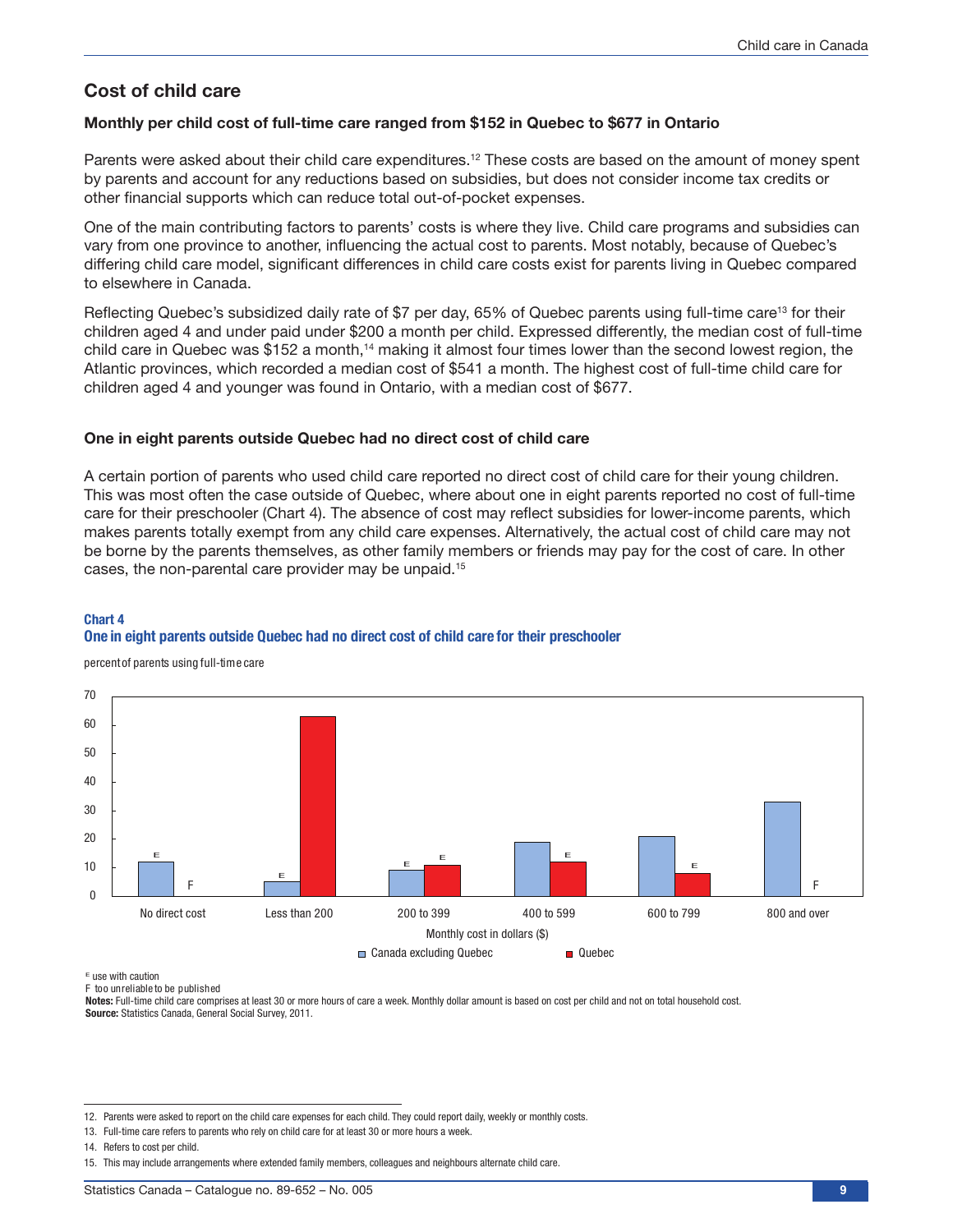## Cost of child care

### Monthly per child cost of full-time care ranged from $152 in Quebec to $677 in Ontario

Parents were asked about their child care expenditures.[12] These costs are based on the amount of money spent by parents and account for any reductions based on subsidies, but does not consider income tax credits or other financial supports which can reduce total out-of-pocket expenses.

One of the main contributing factors to parents' costs is where they live. Child care programs and subsidies can vary from one province to another, influencing the actual cost to parents. Most notably, because of Quebec's differing child care model, significant differences in child care costs exist for parents living in Quebec compared to elsewhere in Canada.

Reflecting Quebec's subsidized daily rate of $7 per day, 65% of Quebec parents using full-time care[13] for their children aged 4 and under paid under $200 a month per child. Expressed differently, the median cost of full-time child care in Quebec was $152 a month,[14] making it almost four times lower than the second lowest region, the Atlantic provinces, which recorded a median cost of $541 a month. The highest cost of full-time child care for children aged 4 and younger was found in Ontario, with a median cost of $677.

### One in eight parents outside Quebec had no direct cost of child care

A certain portion of parents who used child care reported no direct cost of child care for their young children. This was most often the case outside of Quebec, where about one in eight parents reported no cost of full-time care for their preschooler (Chart 4). The absence of cost may reflect subsidies for lower-income parents, which makes parents totally exempt from any child care expenses. Alternatively, the actual cost of child care may not be borne by the parents themselves, as other family members or friends may pay for the cost of care. In other cases, the non-parental care provider may be unpaid.[15]

**Chart 4**
**One in eight parents outside Quebec had no direct cost of child care for their preschooler**

percent of parents using full-time care

| Monthly cost in dollars ($) | Canada excluding Quebec | Quebec |
|---|---|---|
| No direct cost | 12 E | F |
| Less than 200 | 5 E | 63 |
| 200 to 399 | 9 E | 11 E |
| 400 to 599 | 19 | 12 E |
| 600 to 799 | 21 | 8 E |
| 800 and over | 33 | F |

E use with caution
F too unreliable to be published
**Notes:** Full-time child care comprises at least 30 or more hours of care a week. Monthly dollar amount is based on cost per child and not on total household cost.
**Source:** Statistics Canada, General Social Survey, 2011.

---

12. Parents were asked to report on the child care expenses for each child. They could report daily, weekly or monthly costs.
13. Full-time care refers to parents who rely on child care for at least 30 or more hours a week.
14. Refers to cost per child.
15. This may include arrangements where extended family members, colleagues and neighbours alternate child care.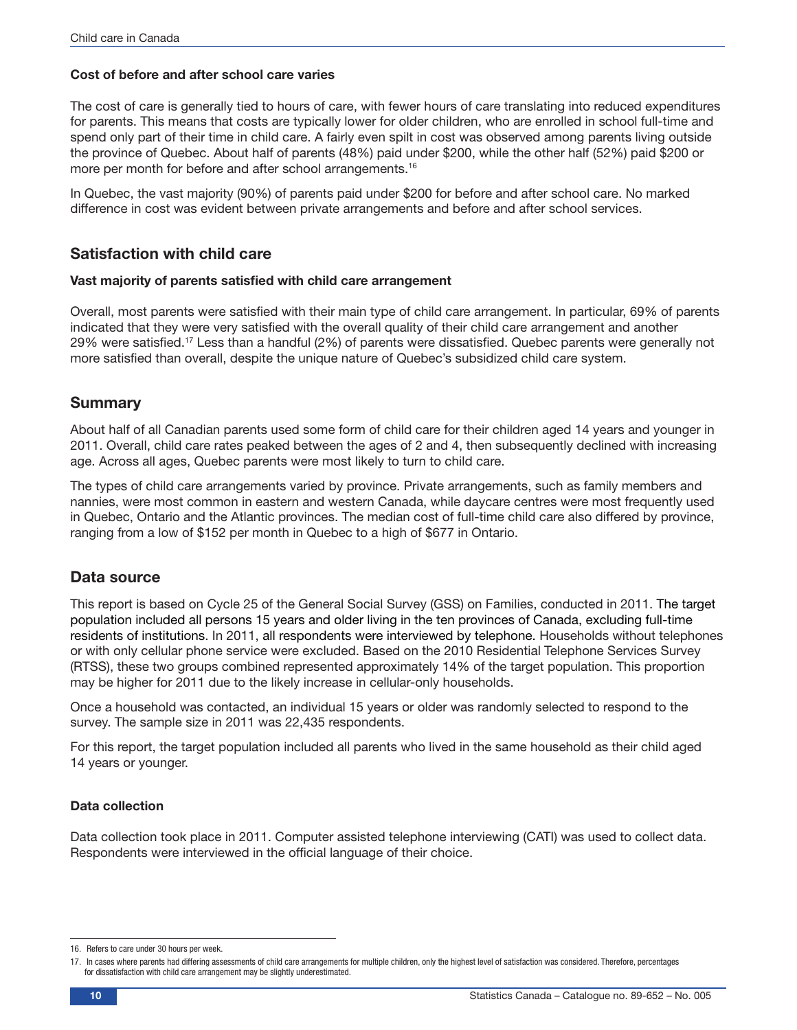#### Cost of before and after school care varies

The cost of care is generally tied to hours of care, with fewer hours of care translating into reduced expenditures for parents. This means that costs are typically lower for older children, who are enrolled in school full-time and spend only part of their time in child care. A fairly even spilt in cost was observed among parents living outside the province of Quebec. About half of parents (48%) paid under $200, while the other half (52%) paid $200 or more per month for before and after school arrangements.[16]

In Quebec, the vast majority (90%) of parents paid under $200 for before and after school care. No marked difference in cost was evident between private arrangements and before and after school services.

## Satisfaction with child care

#### Vast majority of parents satisfied with child care arrangement

Overall, most parents were satisfied with their main type of child care arrangement. In particular, 69% of parents indicated that they were very satisfied with the overall quality of their child care arrangement and another 29% were satisfied.[17] Less than a handful (2%) of parents were dissatisfied. Quebec parents were generally not more satisfied than overall, despite the unique nature of Quebec's subsidized child care system.

## Summary

About half of all Canadian parents used some form of child care for their children aged 14 years and younger in 2011. Overall, child care rates peaked between the ages of 2 and 4, then subsequently declined with increasing age. Across all ages, Quebec parents were most likely to turn to child care.

The types of child care arrangements varied by province. Private arrangements, such as family members and nannies, were most common in eastern and western Canada, while daycare centres were most frequently used in Quebec, Ontario and the Atlantic provinces. The median cost of full-time child care also differed by province, ranging from a low of $152 per month in Quebec to a high of $677 in Ontario.

## Data source

This report is based on Cycle 25 of the General Social Survey (GSS) on Families, conducted in 2011. The target population included all persons 15 years and older living in the ten provinces of Canada, excluding full-time residents of institutions. In 2011, all respondents were interviewed by telephone. Households without telephones or with only cellular phone service were excluded. Based on the 2010 Residential Telephone Services Survey (RTSS), these two groups combined represented approximately 14% of the target population. This proportion may be higher for 2011 due to the likely increase in cellular-only households.

Once a household was contacted, an individual 15 years or older was randomly selected to respond to the survey. The sample size in 2011 was 22,435 respondents.

For this report, the target population included all parents who lived in the same household as their child aged 14 years or younger.

#### Data collection

Data collection took place in 2011. Computer assisted telephone interviewing (CATI) was used to collect data. Respondents were interviewed in the official language of their choice.

---

16. Refers to care under 30 hours per week.
17. In cases where parents had differing assessments of child care arrangements for multiple children, only the highest level of satisfaction was considered. Therefore, percentages for dissatisfaction with child care arrangement may be slightly underestimated.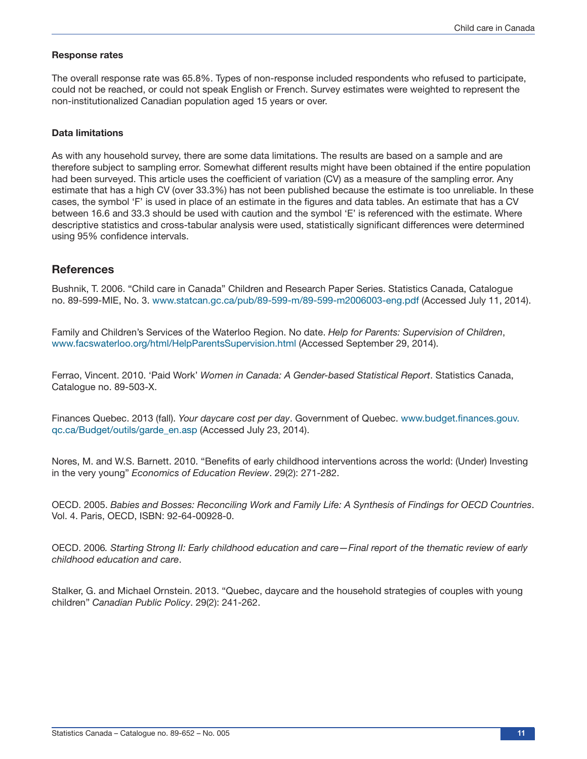### Response rates

The overall response rate was 65.8%. Types of non-response included respondents who refused to participate, could not be reached, or could not speak English or French. Survey estimates were weighted to represent the non-institutionalized Canadian population aged 15 years or over.

### Data limitations

As with any household survey, there are some data limitations. The results are based on a sample and are therefore subject to sampling error. Somewhat different results might have been obtained if the entire population had been surveyed. This article uses the coefficient of variation (CV) as a measure of the sampling error. Any estimate that has a high CV (over 33.3%) has not been published because the estimate is too unreliable. In these cases, the symbol 'F' is used in place of an estimate in the figures and data tables. An estimate that has a CV between 16.6 and 33.3 should be used with caution and the symbol 'E' is referenced with the estimate. Where descriptive statistics and cross-tabular analysis were used, statistically significant differences were determined using 95% confidence intervals.

## References

Bushnik, T. 2006. "Child care in Canada" Children and Research Paper Series. Statistics Canada, Catalogue no. 89-599-MIE, No. 3. www.statcan.gc.ca/pub/89-599-m/89-599-m2006003-eng.pdf (Accessed July 11, 2014).

Family and Children's Services of the Waterloo Region. No date. *Help for Parents: Supervision of Children*, www.facswaterloo.org/html/HelpParentsSupervision.html (Accessed September 29, 2014).

Ferrao, Vincent. 2010. 'Paid Work' *Women in Canada: A Gender-based Statistical Report*. Statistics Canada, Catalogue no. 89-503-X.

Finances Quebec. 2013 (fall). *Your daycare cost per day*. Government of Quebec. www.budget.finances.gouv.qc.ca/Budget/outils/garde_en.asp (Accessed July 23, 2014).

Nores, M. and W.S. Barnett. 2010. "Benefits of early childhood interventions across the world: (Under) Investing in the very young" *Economics of Education Review*. 29(2): 271-282.

OECD. 2005. *Babies and Bosses: Reconciling Work and Family Life: A Synthesis of Findings for OECD Countries*. Vol. 4. Paris, OECD, ISBN: 92-64-00928-0.

OECD. 2006*. Starting Strong II: Early childhood education and care—Final report of the thematic review of early childhood education and care*.

Stalker, G. and Michael Ornstein. 2013. "Quebec, daycare and the household strategies of couples with young children" *Canadian Public Policy*. 29(2): 241-262.